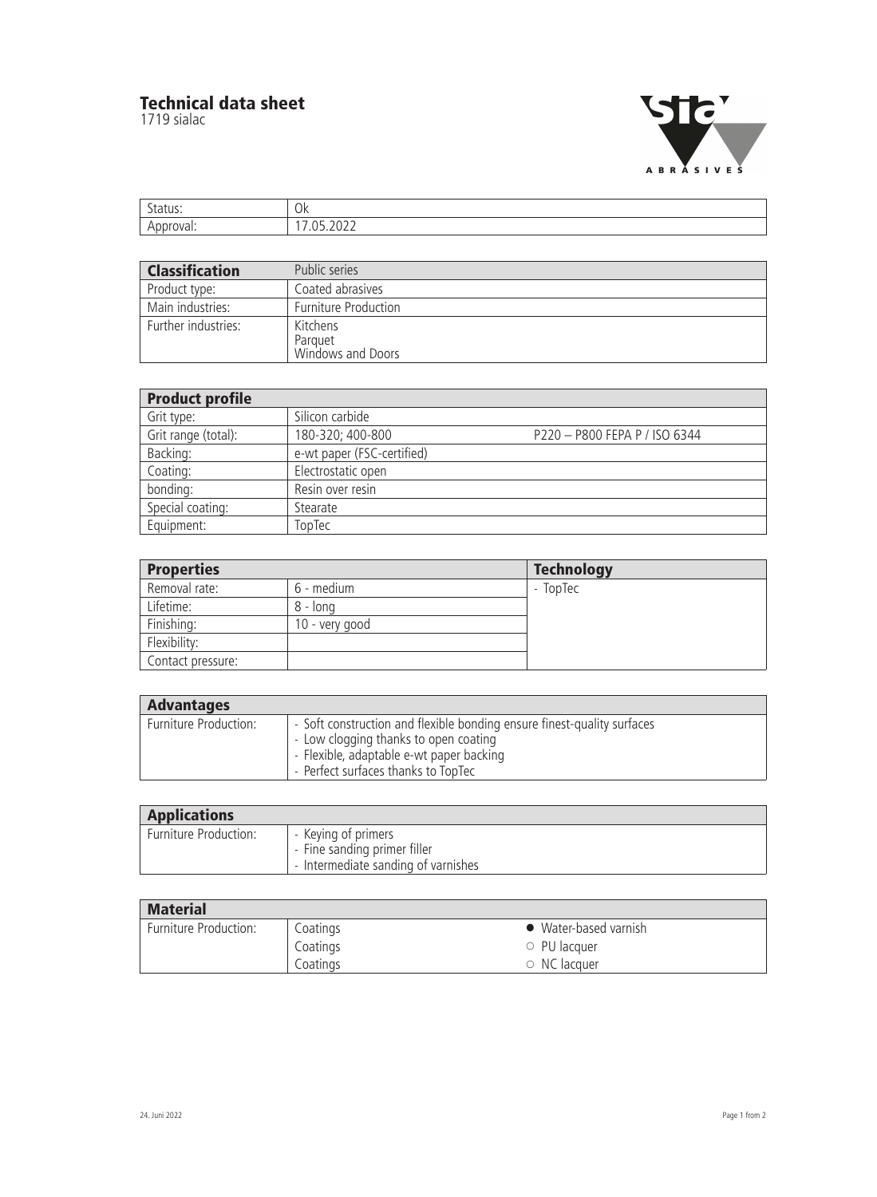# Technical data sheet

1719 sialac

| Status: | Ok |
|---|---|
| Approval: | 17.05.2022 |

| **Classification** | Public series |
|---|---|
| Product type: | Coated abrasives |
| Main industries: | Furniture Production |
| Further industries: | Kitchens<br>Parquet<br>Windows and Doors |

| **Product profile** | | |
|---|---|---|
| Grit type: | Silicon carbide | |
| Grit range (total): | 180-320; 400-800 | P220 – P800 FEPA P / ISO 6344 |
| Backing: | e-wt paper (FSC-certified) | |
| Coating: | Electrostatic open | |
| bonding: | Resin over resin | |
| Special coating: | Stearate | |
| Equipment: | TopTec | |

| **Properties** | | **Technology** |
|---|---|---|
| Removal rate: | 6 - medium | - TopTec |
| Lifetime: | 8 - long | |
| Finishing: | 10 - very good | |
| Flexibility: | | |
| Contact pressure: | | |

| **Advantages** | |
|---|---|
| Furniture Production: | - Soft construction and flexible bonding ensure finest-quality surfaces<br>- Low clogging thanks to open coating<br>- Flexible, adaptable e-wt paper backing<br>- Perfect surfaces thanks to TopTec |

| **Applications** | |
|---|---|
| Furniture Production: | - Keying of primers<br>- Fine sanding primer filler<br>- Intermediate sanding of varnishes |

| **Material** | | |
|---|---|---|
| Furniture Production: | Coatings | ● Water-based varnish |
| | Coatings | ○ PU lacquer |
| | Coatings | ○ NC lacquer |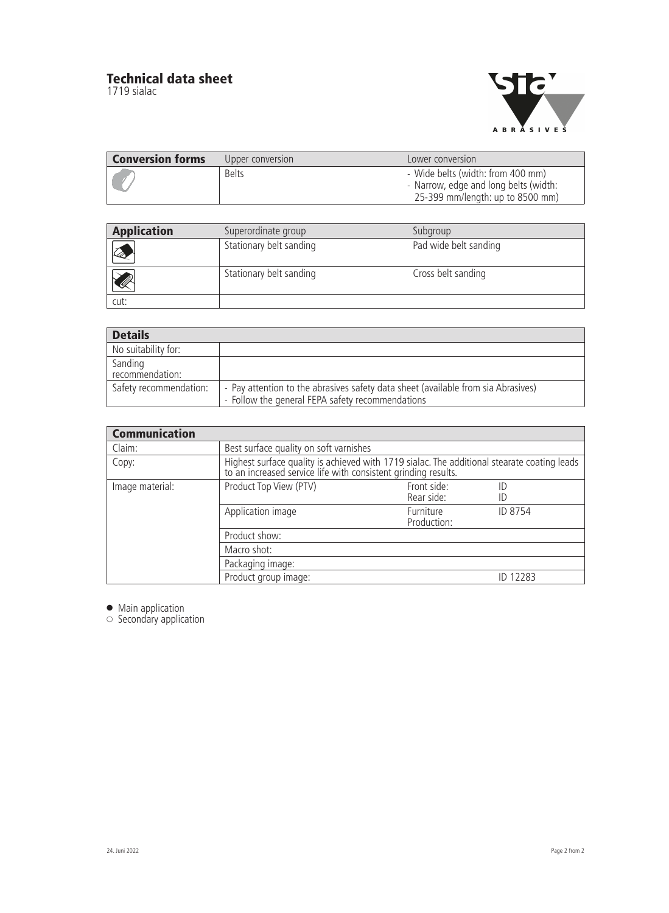# Technical data sheet

1719 sialac

| Conversion forms | Upper conversion | Lower conversion |
|---|---|---|
| | Belts | - Wide belts (width: from 400 mm)<br>- Narrow, edge and long belts (width: 25-399 mm/length: up to 8500 mm) |

| Application | Superordinate group | Subgroup |
|---|---|---|
| | Stationary belt sanding | Pad wide belt sanding |
| | Stationary belt sanding | Cross belt sanding |
| cut: | | |

| Details | |
|---|---|
| No suitability for: | |
| Sanding recommendation: | |
| Safety recommendation: | - Pay attention to the abrasives safety data sheet (available from sia Abrasives)<br>- Follow the general FEPA safety recommendations |

| Communication | | | |
|---|---|---|---|
| Claim: | Best surface quality on soft varnishes | | |
| Copy: | Highest surface quality is achieved with 1719 sialac. The additional stearate coating leads to an increased service life with consistent grinding results. | | |
| Image material: | Product Top View (PTV) | Front side:<br>Rear side: | ID<br>ID |
| | Application image | Furniture Production: | ID 8754 |
| | Product show: | | |
| | Macro shot: | | |
| | Packaging image: | | |
| | Product group image: | | ID 12283 |

- ● Main application
- ○ Secondary application